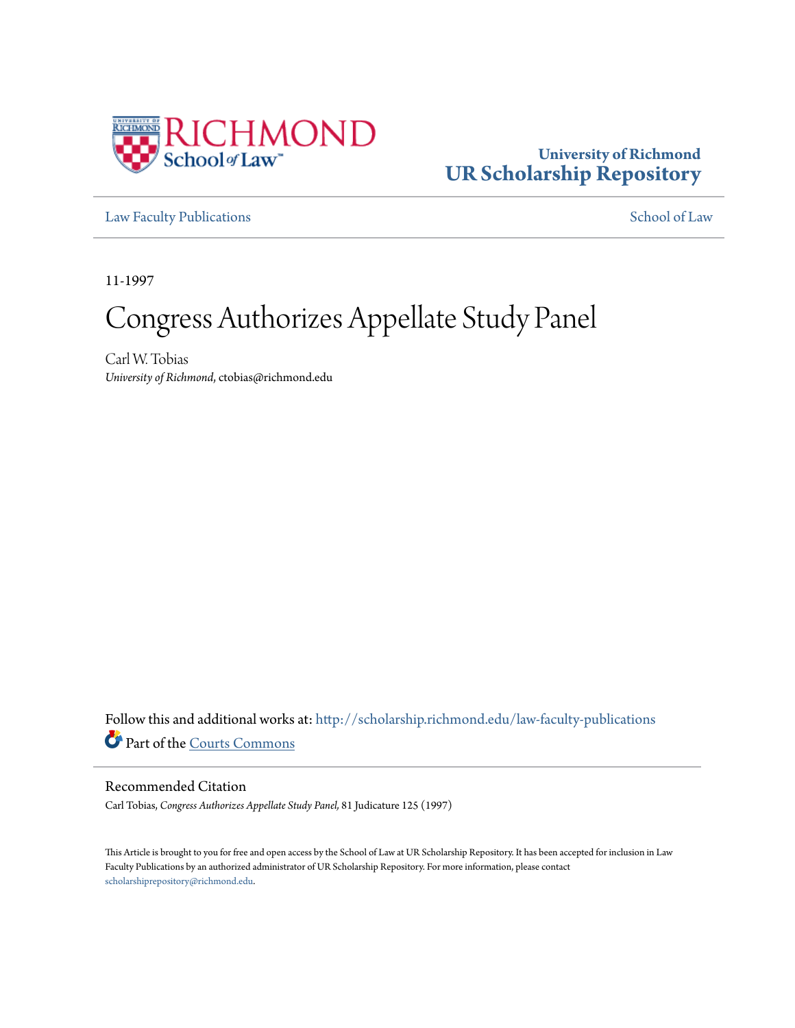University of Richmond
# UR Scholarship Repository

Law Faculty Publications | School of Law

11-1997

# Congress Authorizes Appellate Study Panel

Carl W. Tobias
*University of Richmond*, ctobias@richmond.edu

Follow this and additional works at: http://scholarship.richmond.edu/law-faculty-publications

Part of the Courts Commons

## Recommended Citation

Carl Tobias, *Congress Authorizes Appellate Study Panel,* 81 Judicature 125 (1997)

This Article is brought to you for free and open access by the School of Law at UR Scholarship Repository. It has been accepted for inclusion in Law Faculty Publications by an authorized administrator of UR Scholarship Repository. For more information, please contact scholarshiprepository@richmond.edu.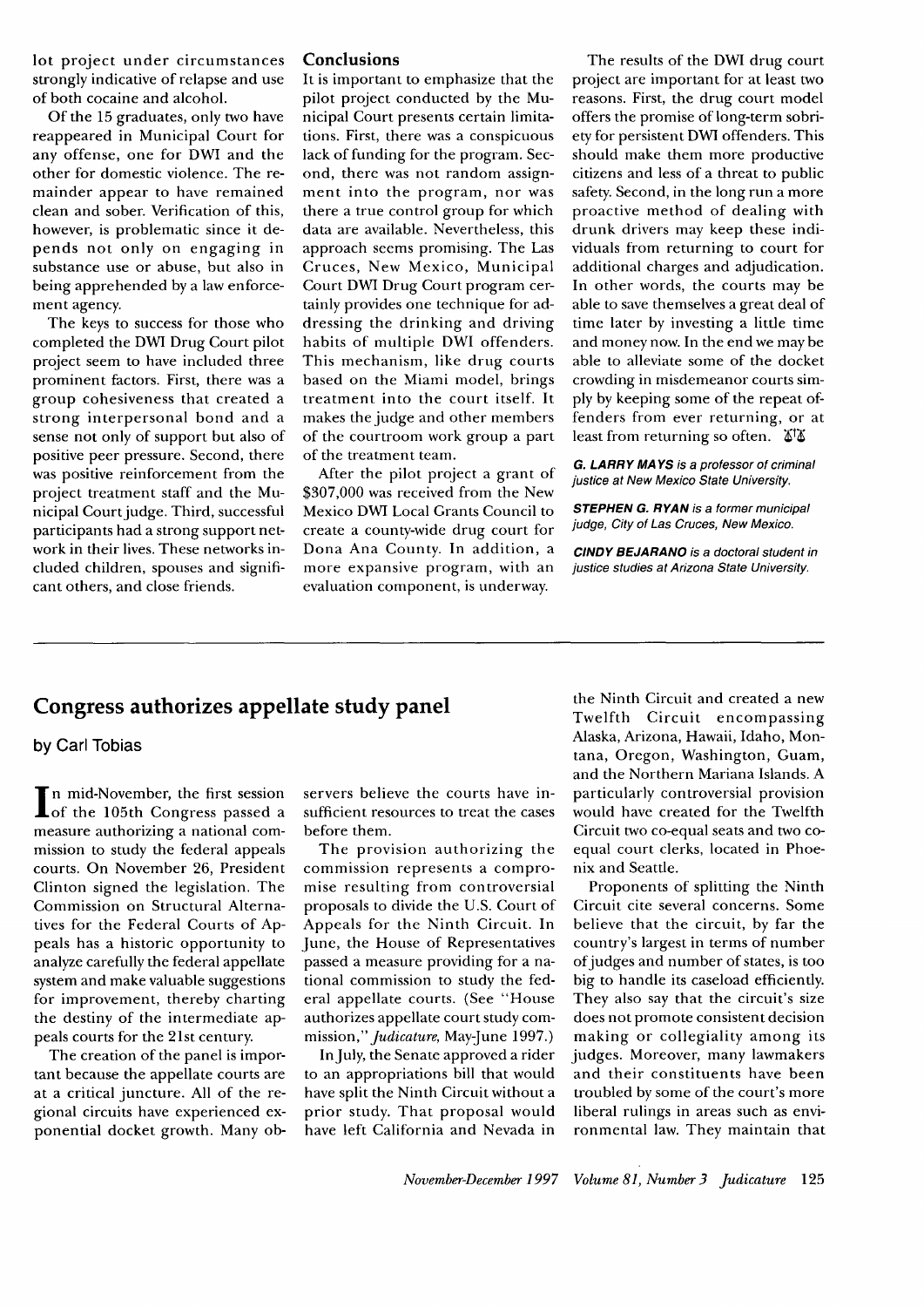lot project under circumstances strongly indicative of relapse and use of both cocaine and alcohol.

Of the 15 graduates, only two have reappeared in Municipal Court for any offense, one for DWI and the other for domestic violence. The remainder appear to have remained clean and sober. Verification of this, however, is problematic since it depends not only on engaging in substance use or abuse, but also in being apprehended by a law enforcement agency.

The keys to success for those who completed the DWI Drug Court pilot project seem to have included three prominent factors. First, there was a group cohesiveness that created a strong interpersonal bond and a sense not only of support but also of positive peer pressure. Second, there was positive reinforcement from the project treatment staff and the Municipal Court judge. Third, successful participants had a strong support network in their lives. These networks included children, spouses and significant others, and close friends.

## Conclusions

It is important to emphasize that the pilot project conducted by the Municipal Court presents certain limitations. First, there was a conspicuous lack of funding for the program. Second, there was not random assignment into the program, nor was there a true control group for which data are available. Nevertheless, this approach seems promising. The Las Cruces, New Mexico, Municipal Court DWI Drug Court program certainly provides one technique for addressing the drinking and driving habits of multiple DWI offenders. This mechanism, like drug courts based on the Miami model, brings treatment into the court itself. It makes the judge and other members of the courtroom work group a part of the treatment team.

After the pilot project a grant of $307,000 was received from the New Mexico DWI Local Grants Council to create a county-wide drug court for Dona Ana County. In addition, a more expansive program, with an evaluation component, is underway.

The results of the DWI drug court project are important for at least two reasons. First, the drug court model offers the promise of long-term sobriety for persistent DWI offenders. This should make them more productive citizens and less of a threat to public safety. Second, in the long run a more proactive method of dealing with drunk drivers may keep these individuals from returning to court for additional charges and adjudication. In other words, the courts may be able to save themselves a great deal of time later by investing a little time and money now. In the end we may be able to alleviate some of the docket crowding in misdemeanor courts simply by keeping some of the repeat offenders from ever returning, or at least from returning so often.

***G. LARRY MAYS** is a professor of criminal justice at New Mexico State University.*

***STEPHEN G. RYAN** is a former municipal judge, City of Las Cruces, New Mexico.*

***CINDY BEJARANO** is a doctoral student in justice studies at Arizona State University.*

# Congress authorizes appellate study panel

by Carl Tobias

In mid-November, the first session of the 105th Congress passed a measure authorizing a national commission to study the federal appeals courts. On November 26, President Clinton signed the legislation. The Commission on Structural Alternatives for the Federal Courts of Appeals has a historic opportunity to analyze carefully the federal appellate system and make valuable suggestions for improvement, thereby charting the destiny of the intermediate appeals courts for the 21st century.

The creation of the panel is important because the appellate courts are at a critical juncture. All of the regional circuits have experienced exponential docket growth. Many observers believe the courts have insufficient resources to treat the cases before them.

The provision authorizing the commission represents a compromise resulting from controversial proposals to divide the U.S. Court of Appeals for the Ninth Circuit. In June, the House of Representatives passed a measure providing for a national commission to study the federal appellate courts. (See "House authorizes appellate court study commission," *Judicature*, May-June 1997.)

In July, the Senate approved a rider to an appropriations bill that would have split the Ninth Circuit without a prior study. That proposal would have left California and Nevada in the Ninth Circuit and created a new Twelfth Circuit encompassing Alaska, Arizona, Hawaii, Idaho, Montana, Oregon, Washington, Guam, and the Northern Mariana Islands. A particularly controversial provision would have created for the Twelfth Circuit two co-equal seats and two co-equal court clerks, located in Phoenix and Seattle.

Proponents of splitting the Ninth Circuit cite several concerns. Some believe that the circuit, by far the country's largest in terms of number of judges and number of states, is too big to handle its caseload efficiently. They also say that the circuit's size does not promote consistent decision making or collegiality among its judges. Moreover, many lawmakers and their constituents have been troubled by some of the court's more liberal rulings in areas such as environmental law. They maintain that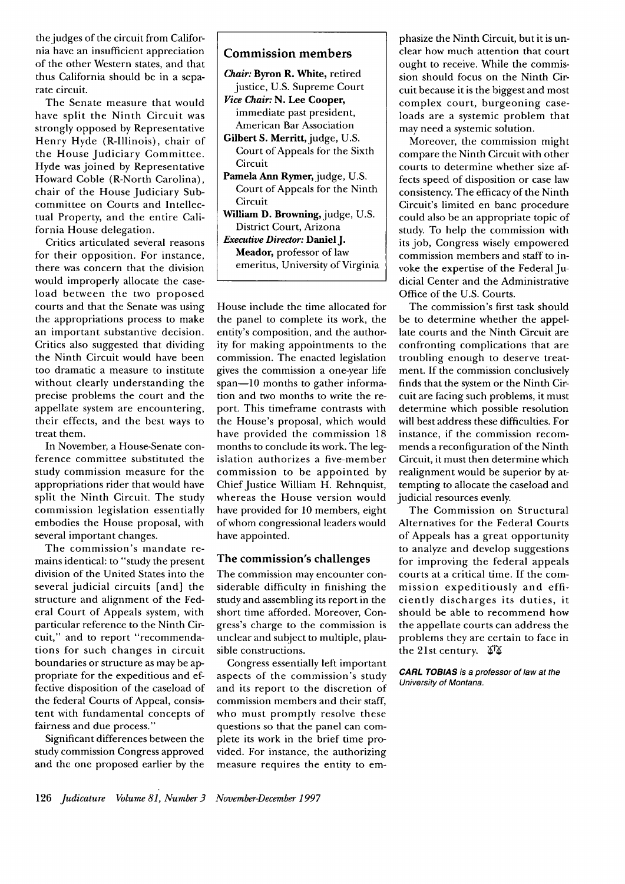the judges of the circuit from California have an insufficient appreciation of the other Western states, and that thus California should be in a separate circuit.

The Senate measure that would have split the Ninth Circuit was strongly opposed by Representative Henry Hyde (R-Illinois), chair of the House Judiciary Committee. Hyde was joined by Representative Howard Coble (R-North Carolina), chair of the House Judiciary Subcommittee on Courts and Intellectual Property, and the entire California House delegation.

Critics articulated several reasons for their opposition. For instance, there was concern that the division would improperly allocate the caseload between the two proposed courts and that the Senate was using the appropriations process to make an important substantive decision. Critics also suggested that dividing the Ninth Circuit would have been too dramatic a measure to institute without clearly understanding the precise problems the court and the appellate system are encountering, their effects, and the best ways to treat them.

In November, a House-Senate conference committee substituted the study commission measure for the appropriations rider that would have split the Ninth Circuit. The study commission legislation essentially embodies the House proposal, with several important changes.

The commission's mandate remains identical: to "study the present division of the United States into the several judicial circuits [and] the structure and alignment of the Federal Court of Appeals system, with particular reference to the Ninth Circuit," and to report "recommendations for such changes in circuit boundaries or structure as may be appropriate for the expeditious and effective disposition of the caseload of the federal Courts of Appeal, consistent with fundamental concepts of fairness and due process."

Significant differences between the study commission Congress approved and the one proposed earlier by the House include the time allocated for the panel to complete its work, the entity's composition, and the authority for making appointments to the commission. The enacted legislation gives the commission a one-year life span—10 months to gather information and two months to write the report. This timeframe contrasts with the House's proposal, which would have provided the commission 18 months to conclude its work. The legislation authorizes a five-member commission to be appointed by Chief Justice William H. Rehnquist, whereas the House version would have provided for 10 members, eight of whom congressional leaders would have appointed.

### Commission members

*Chair:* **Byron R. White,** retired justice, U.S. Supreme Court

*Vice Chair:* **N. Lee Cooper,** immediate past president, American Bar Association

**Gilbert S. Merritt,** judge, U.S. Court of Appeals for the Sixth Circuit

**Pamela Ann Rymer,** judge, U.S. Court of Appeals for the Ninth Circuit

**William D. Browning,** judge, U.S. District Court, Arizona

*Executive Director:* **Daniel J. Meador,** professor of law emeritus, University of Virginia

## The commission's challenges

The commission may encounter considerable difficulty in finishing the study and assembling its report in the short time afforded. Moreover, Congress's charge to the commission is unclear and subject to multiple, plausible constructions.

Congress essentially left important aspects of the commission's study and its report to the discretion of commission members and their staff, who must promptly resolve these questions so that the panel can complete its work in the brief time provided. For instance, the authorizing measure requires the entity to emphasize the Ninth Circuit, but it is unclear how much attention that court ought to receive. While the commission should focus on the Ninth Circuit because it is the biggest and most complex court, burgeoning caseloads are a systemic problem that may need a systemic solution.

Moreover, the commission might compare the Ninth Circuit with other courts to determine whether size affects speed of disposition or case law consistency. The efficacy of the Ninth Circuit's limited en banc procedure could also be an appropriate topic of study. To help the commission with its job, Congress wisely empowered commission members and staff to invoke the expertise of the Federal Judicial Center and the Administrative Office of the U.S. Courts.

The commission's first task should be to determine whether the appellate courts and the Ninth Circuit are confronting complications that are troubling enough to deserve treatment. If the commission conclusively finds that the system or the Ninth Circuit are facing such problems, it must determine which possible resolution will best address these difficulties. For instance, if the commission recommends a reconfiguration of the Ninth Circuit, it must then determine which realignment would be superior by attempting to allocate the caseload and judicial resources evenly.

The Commission on Structural Alternatives for the Federal Courts of Appeals has a great opportunity to analyze and develop suggestions for improving the federal appeals courts at a critical time. If the commission expeditiously and efficiently discharges its duties, it should be able to recommend how the appellate courts can address the problems they are certain to face in the 21st century.

***CARL TOBIAS** is a professor of law at the University of Montana.*